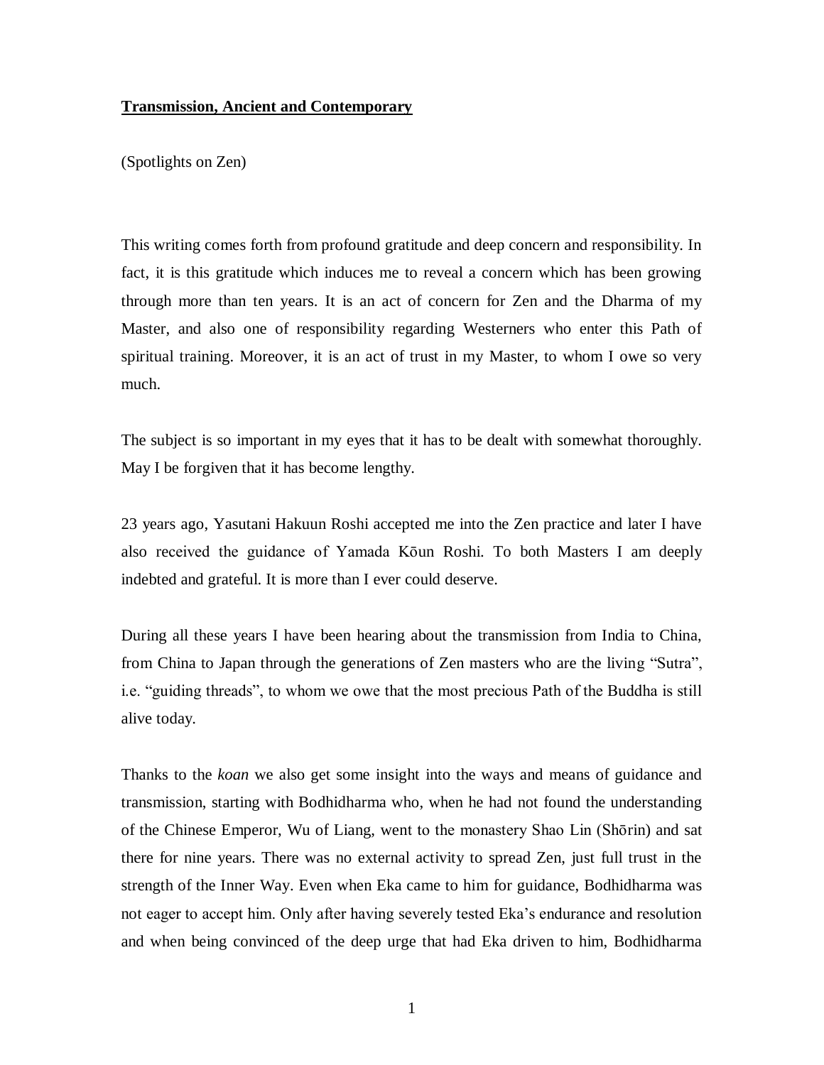# **Transmission, Ancient and Contemporary**

(Spotlights on Zen)

This writing comes forth from profound gratitude and deep concern and responsibility. In fact, it is this gratitude which induces me to reveal a concern which has been growing through more than ten years. It is an act of concern for Zen and the Dharma of my Master, and also one of responsibility regarding Westerners who enter this Path of spiritual training. Moreover, it is an act of trust in my Master, to whom I owe so very much.

The subject is so important in my eyes that it has to be dealt with somewhat thoroughly. May I be forgiven that it has become lengthy.

23 years ago, Yasutani Hakuun Roshi accepted me into the Zen practice and later I have also received the guidance of Yamada Kōun Roshi. To both Masters I am deeply indebted and grateful. It is more than I ever could deserve.

During all these years I have been hearing about the transmission from India to China, from China to Japan through the generations of Zen masters who are the living "Sutra", i.e. "guiding threads", to whom we owe that the most precious Path of the Buddha is still alive today.

Thanks to the *koan* we also get some insight into the ways and means of guidance and transmission, starting with Bodhidharma who, when he had not found the understanding of the Chinese Emperor, Wu of Liang, went to the monastery Shao Lin (Shōrin) and sat there for nine years. There was no external activity to spread Zen, just full trust in the strength of the Inner Way. Even when Eka came to him for guidance, Bodhidharma was not eager to accept him. Only after having severely tested Eka's endurance and resolution and when being convinced of the deep urge that had Eka driven to him, Bodhidharma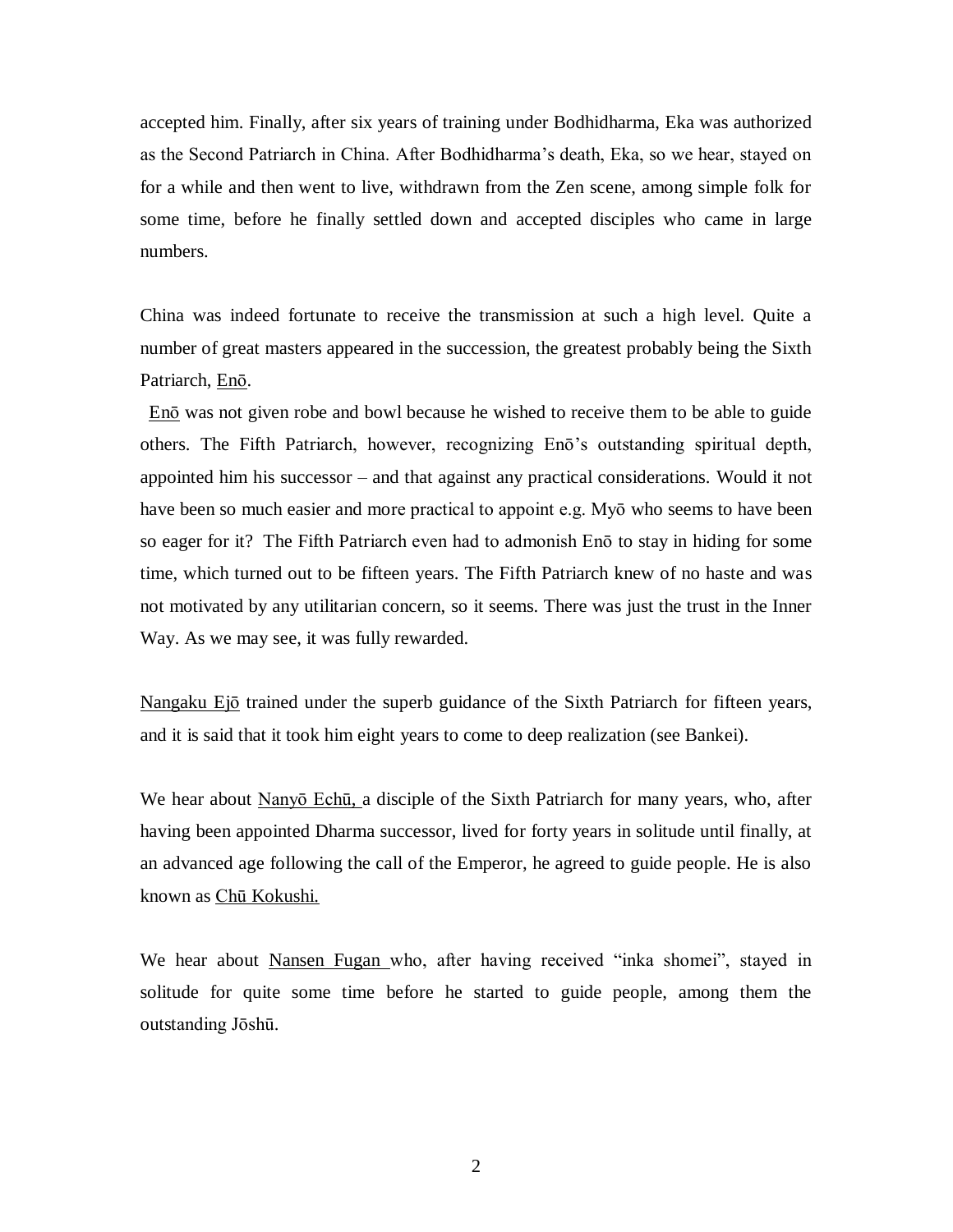accepted him. Finally, after six years of training under Bodhidharma, Eka was authorized as the Second Patriarch in China. After Bodhidharma's death, Eka, so we hear, stayed on for a while and then went to live, withdrawn from the Zen scene, among simple folk for some time, before he finally settled down and accepted disciples who came in large numbers.

China was indeed fortunate to receive the transmission at such a high level. Quite a number of great masters appeared in the succession, the greatest probably being the Sixth Patriarch, Enō.

Enō was not given robe and bowl because he wished to receive them to be able to guide others. The Fifth Patriarch, however, recognizing Enō's outstanding spiritual depth, appointed him his successor – and that against any practical considerations. Would it not have been so much easier and more practical to appoint e.g. Myō who seems to have been so eager for it? The Fifth Patriarch even had to admonish Enō to stay in hiding for some time, which turned out to be fifteen years. The Fifth Patriarch knew of no haste and was not motivated by any utilitarian concern, so it seems. There was just the trust in the Inner Way. As we may see, it was fully rewarded.

Nangaku Ejō trained under the superb guidance of the Sixth Patriarch for fifteen years, and it is said that it took him eight years to come to deep realization (see Bankei).

We hear about Nanyō Echū, a disciple of the Sixth Patriarch for many years, who, after having been appointed Dharma successor, lived for forty years in solitude until finally, at an advanced age following the call of the Emperor, he agreed to guide people. He is also known as Chū Kokushi.

We hear about Nansen Fugan who, after having received "inka shomei", stayed in solitude for quite some time before he started to guide people, among them the outstanding Jōshū.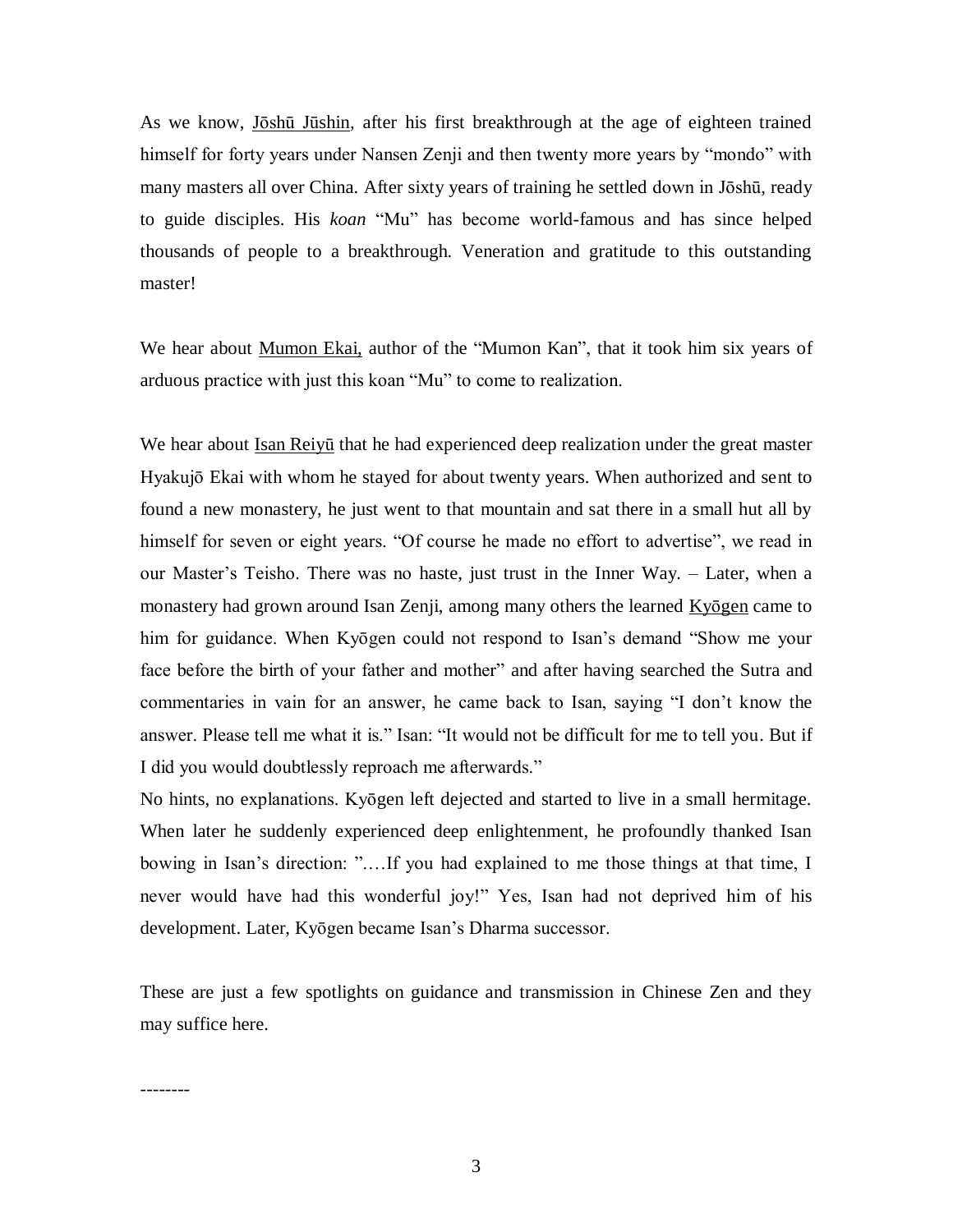As we know, Jōshū Jūshin, after his first breakthrough at the age of eighteen trained himself for forty years under Nansen Zenji and then twenty more years by "mondo" with many masters all over China. After sixty years of training he settled down in Jōshū, ready to guide disciples. His *koan* "Mu" has become world-famous and has since helped thousands of people to a breakthrough. Veneration and gratitude to this outstanding master!

We hear about Mumon Ekai, author of the "Mumon Kan", that it took him six years of arduous practice with just this koan "Mu" to come to realization.

We hear about Isan Reiyū that he had experienced deep realization under the great master Hyakujō Ekai with whom he stayed for about twenty years. When authorized and sent to found a new monastery, he just went to that mountain and sat there in a small hut all by himself for seven or eight years. "Of course he made no effort to advertise", we read in our Master's Teisho. There was no haste, just trust in the Inner Way. – Later, when a monastery had grown around Isan Zenji, among many others the learned Kyōgen came to him for guidance. When Kyōgen could not respond to Isan's demand "Show me your face before the birth of your father and mother" and after having searched the Sutra and commentaries in vain for an answer, he came back to Isan, saying "I don't know the answer. Please tell me what it is." Isan: "It would not be difficult for me to tell you. But if I did you would doubtlessly reproach me afterwards."
No hints, no explanations. Kyōgen left dejected and started to live in a small hermitage. When later he suddenly experienced deep enlightenment, he profoundly thanked Isan bowing in Isan's direction: ".…If you had explained to me those things at that time, I never would have had this wonderful joy!" Yes, Isan had not deprived him of his development. Later, Kyōgen became Isan's Dharma successor.

These are just a few spotlights on guidance and transmission in Chinese Zen and they may suffice here.

--------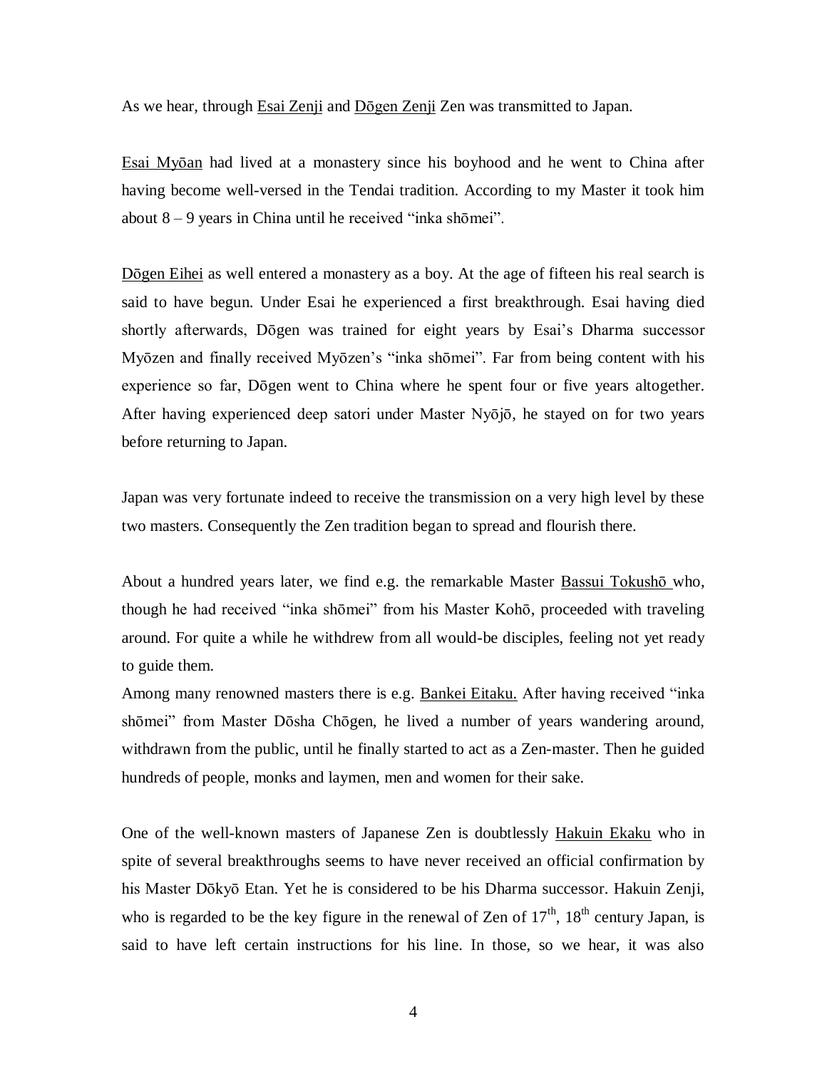As we hear, through Esai Zenji and Dōgen Zenji Zen was transmitted to Japan.

Esai Myōan had lived at a monastery since his boyhood and he went to China after having become well-versed in the Tendai tradition. According to my Master it took him about 8 – 9 years in China until he received "inka shōmei".

Dōgen Eihei as well entered a monastery as a boy. At the age of fifteen his real search is said to have begun. Under Esai he experienced a first breakthrough. Esai having died shortly afterwards, Dōgen was trained for eight years by Esai's Dharma successor Myōzen and finally received Myōzen's "inka shōmei". Far from being content with his experience so far, Dōgen went to China where he spent four or five years altogether. After having experienced deep satori under Master Nyōjō, he stayed on for two years before returning to Japan.

Japan was very fortunate indeed to receive the transmission on a very high level by these two masters. Consequently the Zen tradition began to spread and flourish there.

About a hundred years later, we find e.g. the remarkable Master Bassui Tokushō who, though he had received "inka shōmei" from his Master Kohō, proceeded with traveling around. For quite a while he withdrew from all would-be disciples, feeling not yet ready to guide them.
Among many renowned masters there is e.g. Bankei Eitaku. After having received "inka shōmei" from Master Dōsha Chōgen, he lived a number of years wandering around, withdrawn from the public, until he finally started to act as a Zen-master. Then he guided hundreds of people, monks and laymen, men and women for their sake.

One of the well-known masters of Japanese Zen is doubtlessly Hakuin Ekaku who in spite of several breakthroughs seems to have never received an official confirmation by his Master Dōkyō Etan. Yet he is considered to be his Dharma successor. Hakuin Zenji, who is regarded to be the key figure in the renewal of Zen of 17th, 18th century Japan, is said to have left certain instructions for his line. In those, so we hear, it was also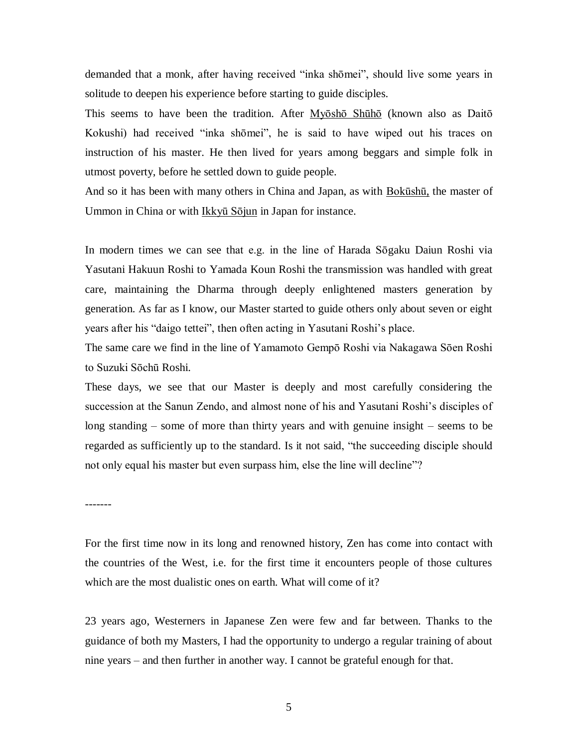demanded that a monk, after having received “inka shōmei”, should live some years in solitude to deepen his experience before starting to guide disciples.

This seems to have been the tradition. After Myōshō Shūhō (known also as Daitō Kokushi) had received “inka shōmei”, he is said to have wiped out his traces on instruction of his master. He then lived for years among beggars and simple folk in utmost poverty, before he settled down to guide people.

And so it has been with many others in China and Japan, as with Bokūshū, the master of Ummon in China or with Ikkyū Sōjun in Japan for instance.

In modern times we can see that e.g. in the line of Harada Sōgaku Daiun Roshi via Yasutani Hakuun Roshi to Yamada Koun Roshi the transmission was handled with great care, maintaining the Dharma through deeply enlightened masters generation by generation. As far as I know, our Master started to guide others only about seven or eight years after his “daigo tettei”, then often acting in Yasutani Roshi’s place.

The same care we find in the line of Yamamoto Gempō Roshi via Nakagawa Sōen Roshi to Suzuki Sōchū Roshi.

These days, we see that our Master is deeply and most carefully considering the succession at the Sanun Zendo, and almost none of his and Yasutani Roshi’s disciples of long standing – some of more than thirty years and with genuine insight – seems to be regarded as sufficiently up to the standard. Is it not said, “the succeeding disciple should not only equal his master but even surpass him, else the line will decline”?

-------

For the first time now in its long and renowned history, Zen has come into contact with the countries of the West, i.e. for the first time it encounters people of those cultures which are the most dualistic ones on earth. What will come of it?

23 years ago, Westerners in Japanese Zen were few and far between. Thanks to the guidance of both my Masters, I had the opportunity to undergo a regular training of about nine years – and then further in another way. I cannot be grateful enough for that.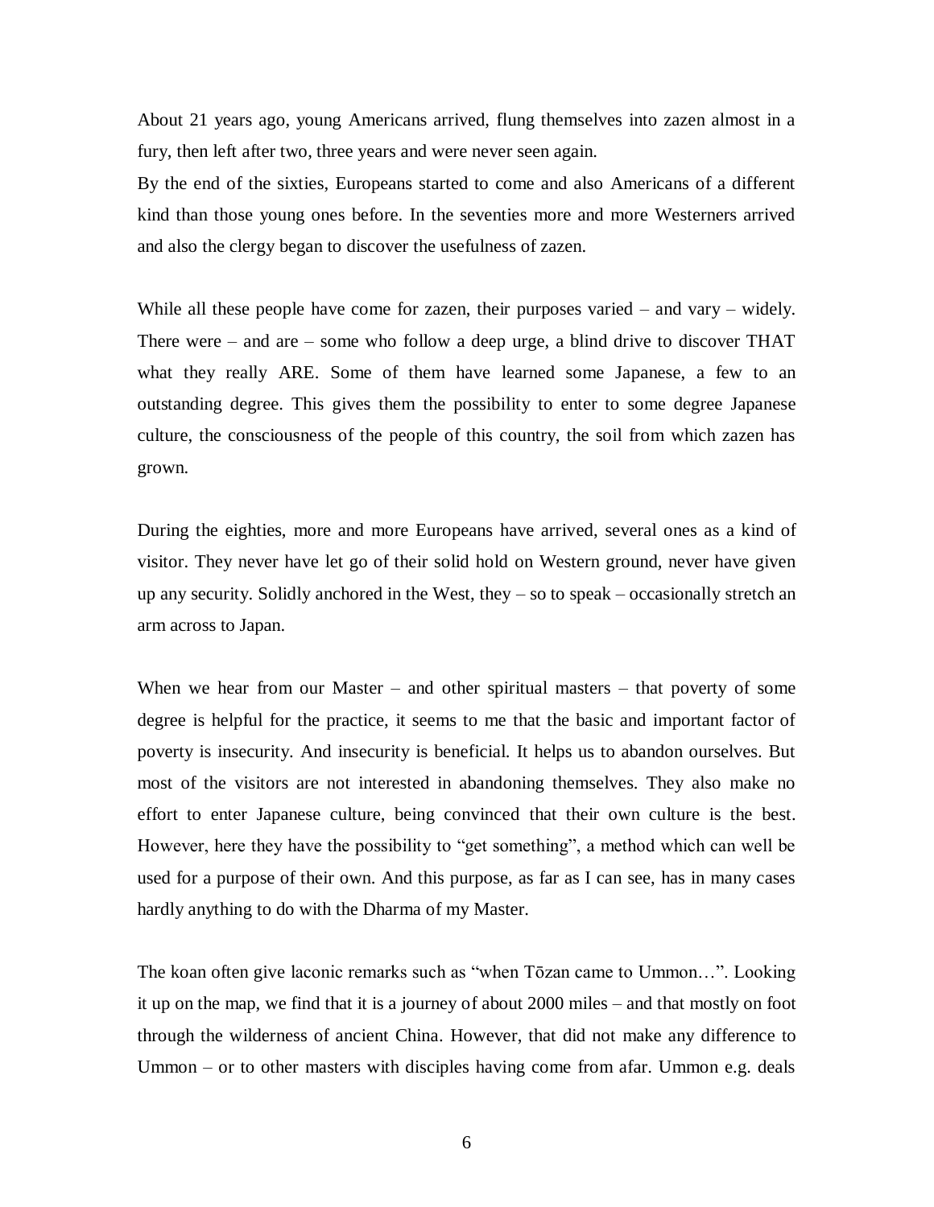About 21 years ago, young Americans arrived, flung themselves into zazen almost in a fury, then left after two, three years and were never seen again.
By the end of the sixties, Europeans started to come and also Americans of a different kind than those young ones before. In the seventies more and more Westerners arrived and also the clergy began to discover the usefulness of zazen.

While all these people have come for zazen, their purposes varied – and vary – widely. There were – and are – some who follow a deep urge, a blind drive to discover THAT what they really ARE. Some of them have learned some Japanese, a few to an outstanding degree. This gives them the possibility to enter to some degree Japanese culture, the consciousness of the people of this country, the soil from which zazen has grown.

During the eighties, more and more Europeans have arrived, several ones as a kind of visitor. They never have let go of their solid hold on Western ground, never have given up any security. Solidly anchored in the West, they – so to speak – occasionally stretch an arm across to Japan.

When we hear from our Master – and other spiritual masters – that poverty of some degree is helpful for the practice, it seems to me that the basic and important factor of poverty is insecurity. And insecurity is beneficial. It helps us to abandon ourselves. But most of the visitors are not interested in abandoning themselves. They also make no effort to enter Japanese culture, being convinced that their own culture is the best. However, here they have the possibility to "get something", a method which can well be used for a purpose of their own. And this purpose, as far as I can see, has in many cases hardly anything to do with the Dharma of my Master.

The koan often give laconic remarks such as "when Tōzan came to Ummon…". Looking it up on the map, we find that it is a journey of about 2000 miles – and that mostly on foot through the wilderness of ancient China. However, that did not make any difference to Ummon – or to other masters with disciples having come from afar. Ummon e.g. deals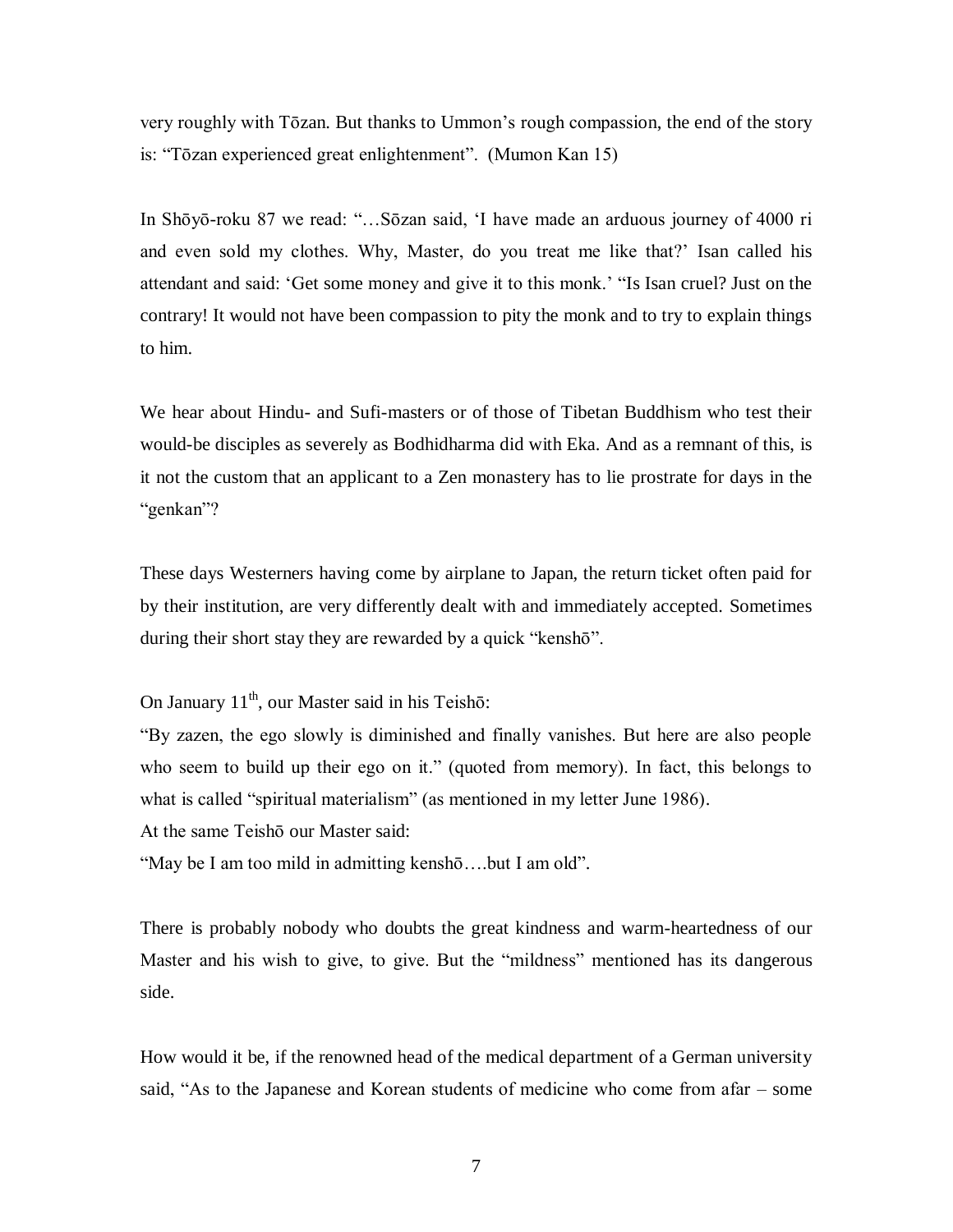very roughly with Tōzan. But thanks to Ummon's rough compassion, the end of the story is: "Tōzan experienced great enlightenment". (Mumon Kan 15)

In Shōyō-roku 87 we read: "…Sōzan said, 'I have made an arduous journey of 4000 ri and even sold my clothes. Why, Master, do you treat me like that?' Isan called his attendant and said: 'Get some money and give it to this monk.' "Is Isan cruel? Just on the contrary! It would not have been compassion to pity the monk and to try to explain things to him.

We hear about Hindu- and Sufi-masters or of those of Tibetan Buddhism who test their would-be disciples as severely as Bodhidharma did with Eka. And as a remnant of this, is it not the custom that an applicant to a Zen monastery has to lie prostrate for days in the "genkan"?

These days Westerners having come by airplane to Japan, the return ticket often paid for by their institution, are very differently dealt with and immediately accepted. Sometimes during their short stay they are rewarded by a quick "kenshō".

On January 11th, our Master said in his Teishō:

"By zazen, the ego slowly is diminished and finally vanishes. But here are also people who seem to build up their ego on it." (quoted from memory). In fact, this belongs to what is called "spiritual materialism" (as mentioned in my letter June 1986).

At the same Teishō our Master said:

"May be I am too mild in admitting kenshō….but I am old".

There is probably nobody who doubts the great kindness and warm-heartedness of our Master and his wish to give, to give. But the "mildness" mentioned has its dangerous side.

How would it be, if the renowned head of the medical department of a German university said, "As to the Japanese and Korean students of medicine who come from afar – some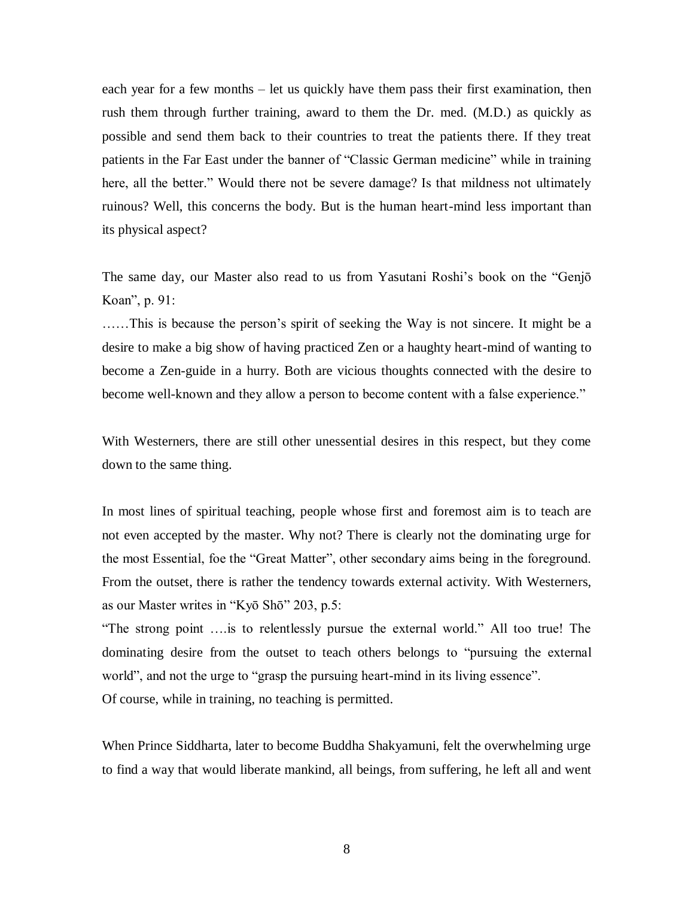each year for a few months – let us quickly have them pass their first examination, then rush them through further training, award to them the Dr. med. (M.D.) as quickly as possible and send them back to their countries to treat the patients there. If they treat patients in the Far East under the banner of "Classic German medicine" while in training here, all the better." Would there not be severe damage? Is that mildness not ultimately ruinous? Well, this concerns the body. But is the human heart-mind less important than its physical aspect?

The same day, our Master also read to us from Yasutani Roshi's book on the "Genjō Koan", p. 91:

……This is because the person's spirit of seeking the Way is not sincere. It might be a desire to make a big show of having practiced Zen or a haughty heart-mind of wanting to become a Zen-guide in a hurry. Both are vicious thoughts connected with the desire to become well-known and they allow a person to become content with a false experience."

With Westerners, there are still other unessential desires in this respect, but they come down to the same thing.

In most lines of spiritual teaching, people whose first and foremost aim is to teach are not even accepted by the master. Why not? There is clearly not the dominating urge for the most Essential, foe the "Great Matter", other secondary aims being in the foreground. From the outset, there is rather the tendency towards external activity. With Westerners, as our Master writes in "Kyō Shō" 203, p.5:

"The strong point ….is to relentlessly pursue the external world." All too true! The dominating desire from the outset to teach others belongs to "pursuing the external world", and not the urge to "grasp the pursuing heart-mind in its living essence".
Of course, while in training, no teaching is permitted.

When Prince Siddharta, later to become Buddha Shakyamuni, felt the overwhelming urge to find a way that would liberate mankind, all beings, from suffering, he left all and went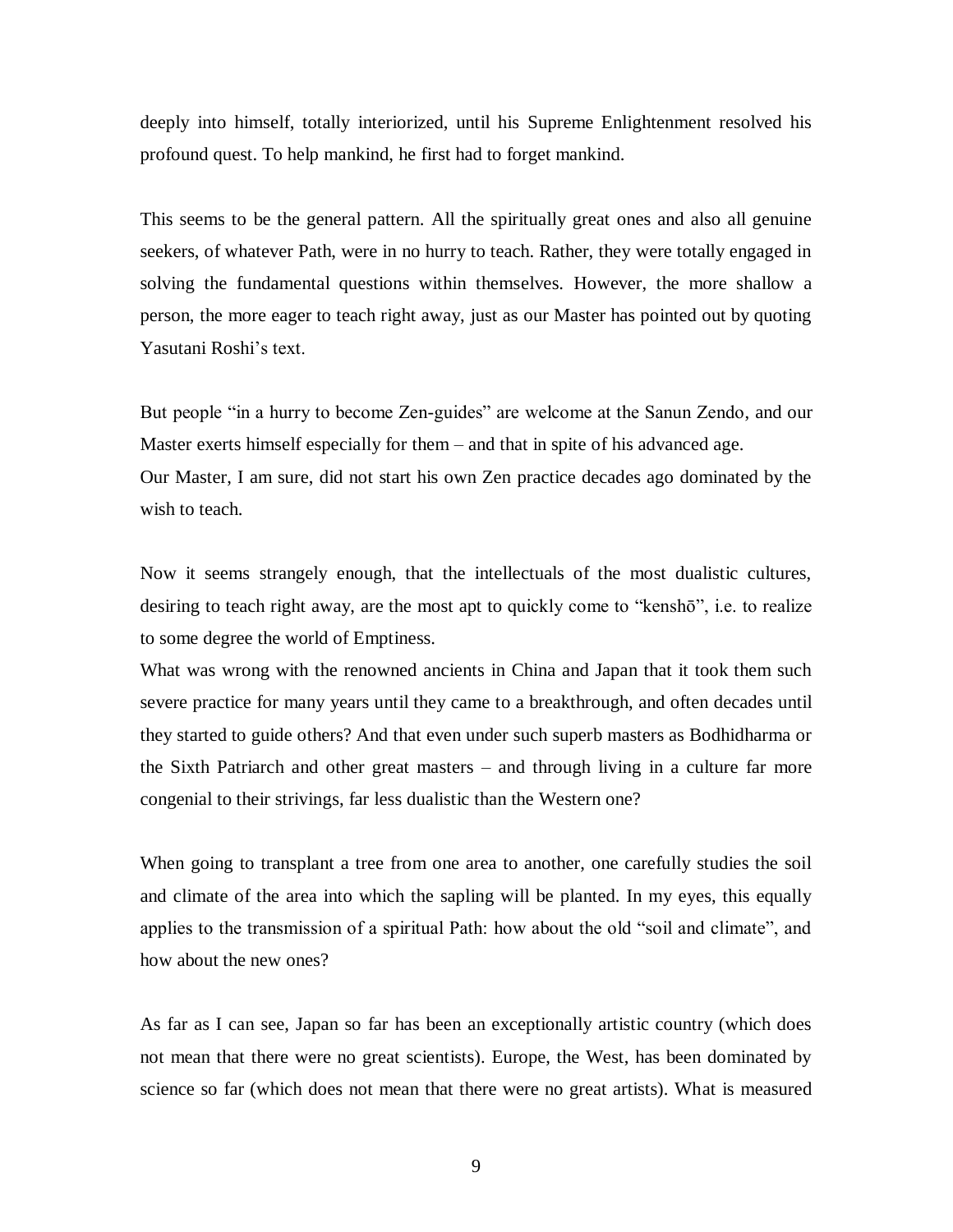deeply into himself, totally interiorized, until his Supreme Enlightenment resolved his profound quest. To help mankind, he first had to forget mankind.

This seems to be the general pattern. All the spiritually great ones and also all genuine seekers, of whatever Path, were in no hurry to teach. Rather, they were totally engaged in solving the fundamental questions within themselves. However, the more shallow a person, the more eager to teach right away, just as our Master has pointed out by quoting Yasutani Roshi's text.

But people "in a hurry to become Zen-guides" are welcome at the Sanun Zendo, and our Master exerts himself especially for them – and that in spite of his advanced age.
Our Master, I am sure, did not start his own Zen practice decades ago dominated by the wish to teach.

Now it seems strangely enough, that the intellectuals of the most dualistic cultures, desiring to teach right away, are the most apt to quickly come to "kenshō", i.e. to realize to some degree the world of Emptiness.
What was wrong with the renowned ancients in China and Japan that it took them such severe practice for many years until they came to a breakthrough, and often decades until they started to guide others? And that even under such superb masters as Bodhidharma or the Sixth Patriarch and other great masters – and through living in a culture far more congenial to their strivings, far less dualistic than the Western one?

When going to transplant a tree from one area to another, one carefully studies the soil and climate of the area into which the sapling will be planted. In my eyes, this equally applies to the transmission of a spiritual Path: how about the old "soil and climate", and how about the new ones?

As far as I can see, Japan so far has been an exceptionally artistic country (which does not mean that there were no great scientists). Europe, the West, has been dominated by science so far (which does not mean that there were no great artists). What is measured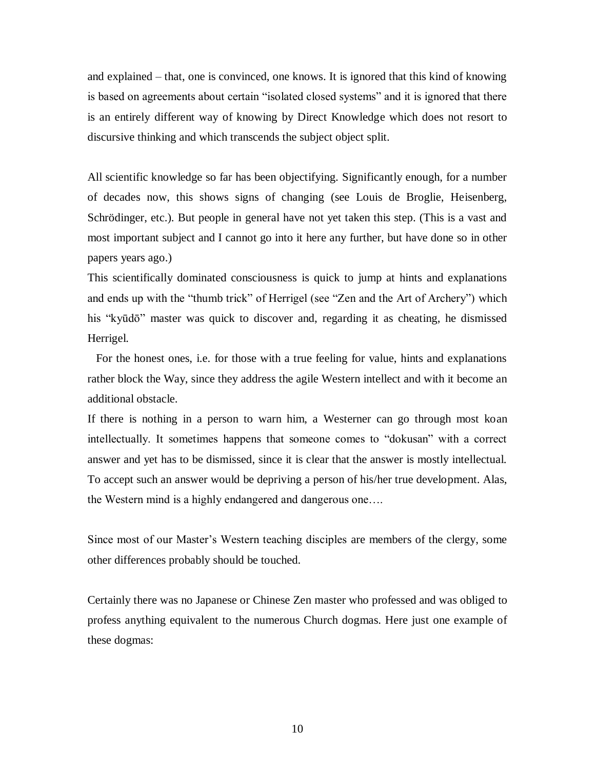and explained – that, one is convinced, one knows. It is ignored that this kind of knowing is based on agreements about certain "isolated closed systems" and it is ignored that there is an entirely different way of knowing by Direct Knowledge which does not resort to discursive thinking and which transcends the subject object split.

All scientific knowledge so far has been objectifying. Significantly enough, for a number of decades now, this shows signs of changing (see Louis de Broglie, Heisenberg, Schrödinger, etc.). But people in general have not yet taken this step. (This is a vast and most important subject and I cannot go into it here any further, but have done so in other papers years ago.)

This scientifically dominated consciousness is quick to jump at hints and explanations and ends up with the "thumb trick" of Herrigel (see "Zen and the Art of Archery") which his "kyūdō" master was quick to discover and, regarding it as cheating, he dismissed Herrigel.

For the honest ones, i.e. for those with a true feeling for value, hints and explanations rather block the Way, since they address the agile Western intellect and with it become an additional obstacle.

If there is nothing in a person to warn him, a Westerner can go through most koan intellectually. It sometimes happens that someone comes to "dokusan" with a correct answer and yet has to be dismissed, since it is clear that the answer is mostly intellectual. To accept such an answer would be depriving a person of his/her true development. Alas, the Western mind is a highly endangered and dangerous one….

Since most of our Master's Western teaching disciples are members of the clergy, some other differences probably should be touched.

Certainly there was no Japanese or Chinese Zen master who professed and was obliged to profess anything equivalent to the numerous Church dogmas. Here just one example of these dogmas: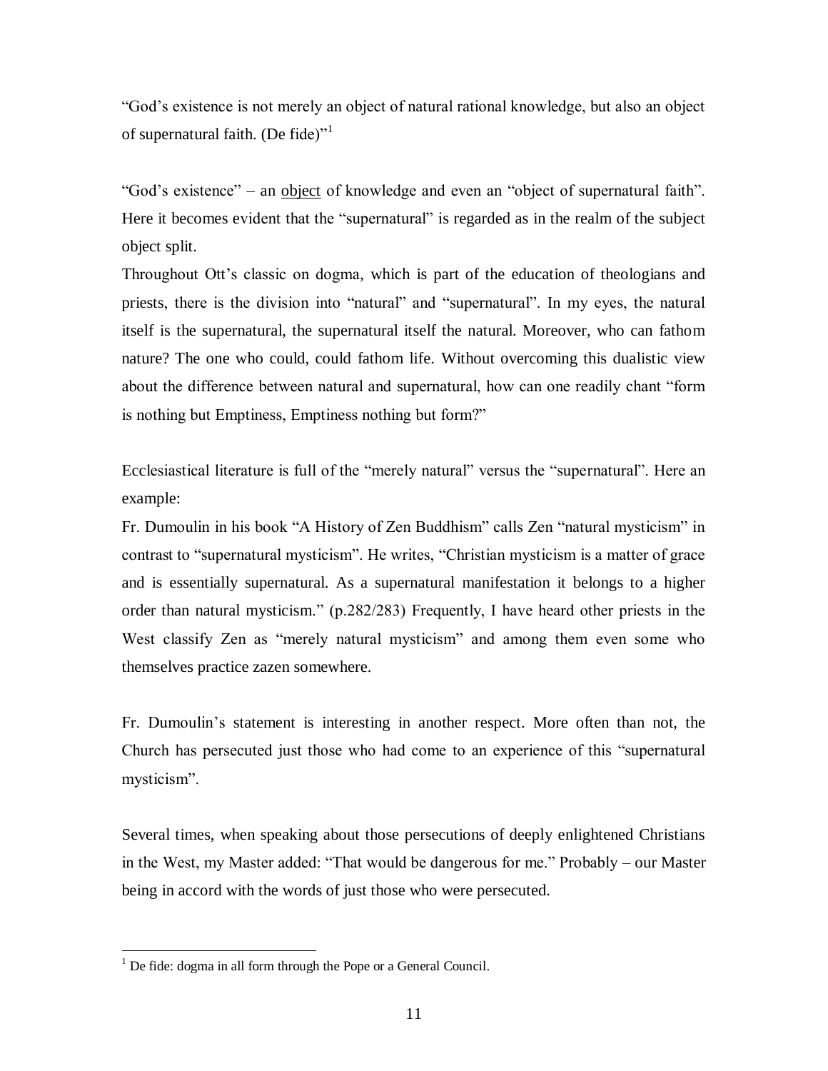"God's existence is not merely an object of natural rational knowledge, but also an object of supernatural faith. (De fide)"[1]

"God's existence" – an <u>object</u> of knowledge and even an "object of supernatural faith". Here it becomes evident that the "supernatural" is regarded as in the realm of the subject object split.

Throughout Ott's classic on dogma, which is part of the education of theologians and priests, there is the division into "natural" and "supernatural". In my eyes, the natural itself is the supernatural, the supernatural itself the natural. Moreover, who can fathom nature? The one who could, could fathom life. Without overcoming this dualistic view about the difference between natural and supernatural, how can one readily chant "form is nothing but Emptiness, Emptiness nothing but form?"

Ecclesiastical literature is full of the "merely natural" versus the "supernatural". Here an example:

Fr. Dumoulin in his book "A History of Zen Buddhism" calls Zen "natural mysticism" in contrast to "supernatural mysticism". He writes, "Christian mysticism is a matter of grace and is essentially supernatural. As a supernatural manifestation it belongs to a higher order than natural mysticism." (p.282/283) Frequently, I have heard other priests in the West classify Zen as "merely natural mysticism" and among them even some who themselves practice zazen somewhere.

Fr. Dumoulin's statement is interesting in another respect. More often than not, the Church has persecuted just those who had come to an experience of this "supernatural mysticism".

Several times, when speaking about those persecutions of deeply enlightened Christians in the West, my Master added: "That would be dangerous for me." Probably – our Master being in accord with the words of just those who were persecuted.

---

[1] De fide: dogma in all form through the Pope or a General Council.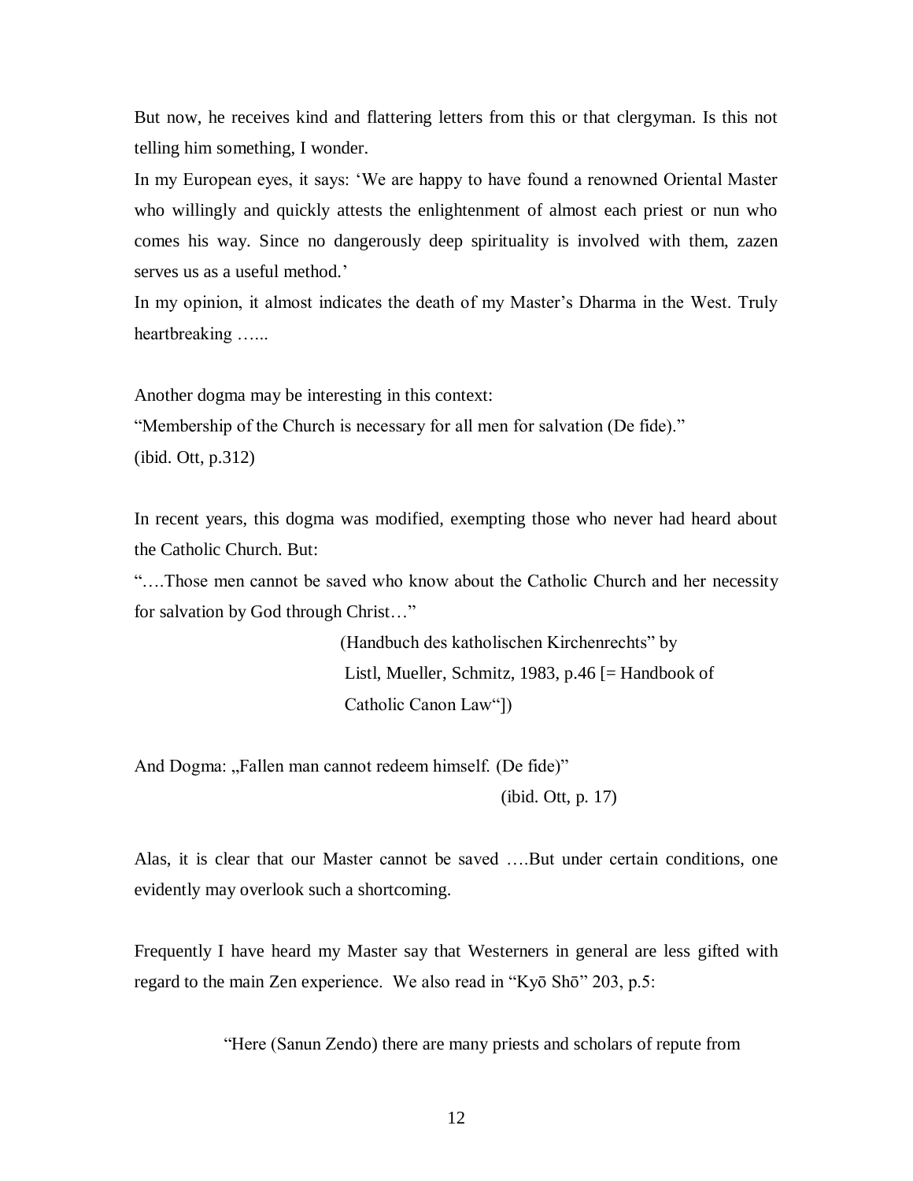But now, he receives kind and flattering letters from this or that clergyman. Is this not telling him something, I wonder.

In my European eyes, it says: 'We are happy to have found a renowned Oriental Master who willingly and quickly attests the enlightenment of almost each priest or nun who comes his way. Since no dangerously deep spirituality is involved with them, zazen serves us as a useful method.'

In my opinion, it almost indicates the death of my Master's Dharma in the West. Truly heartbreaking …...

Another dogma may be interesting in this context:

"Membership of the Church is necessary for all men for salvation (De fide)."

(ibid. Ott, p.312)

In recent years, this dogma was modified, exempting those who never had heard about the Catholic Church. But:

"….Those men cannot be saved who know about the Catholic Church and her necessity for salvation by God through Christ…"

(Handbuch des katholischen Kirchenrechts" by Listl, Mueller, Schmitz, 1983, p.46 [= Handbook of Catholic Canon Law"])

And Dogma: „Fallen man cannot redeem himself. (De fide)"

(ibid. Ott, p. 17)

Alas, it is clear that our Master cannot be saved ….But under certain conditions, one evidently may overlook such a shortcoming.

Frequently I have heard my Master say that Westerners in general are less gifted with regard to the main Zen experience. We also read in "Kyō Shō" 203, p.5:

"Here (Sanun Zendo) there are many priests and scholars of repute from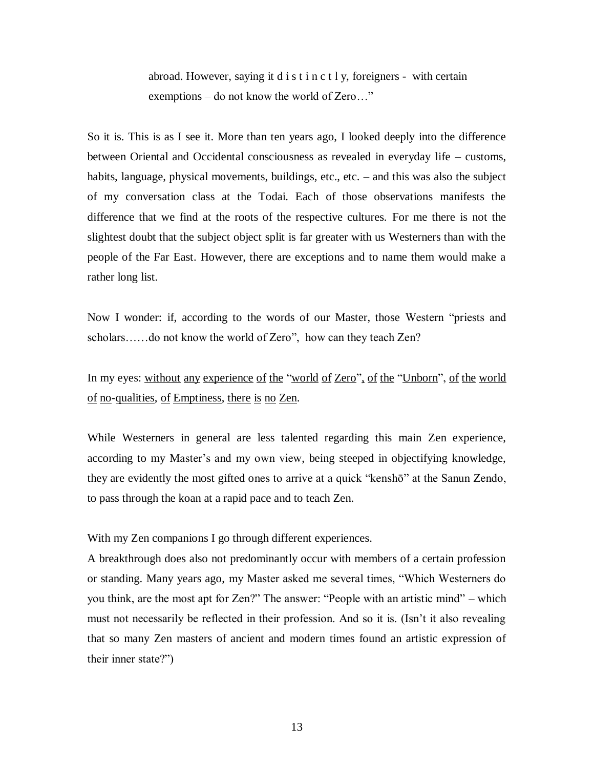> abroad. However, saying it d i s t i n c t l y, foreigners - with certain exemptions – do not know the world of Zero…"

So it is. This is as I see it. More than ten years ago, I looked deeply into the difference between Oriental and Occidental consciousness as revealed in everyday life – customs, habits, language, physical movements, buildings, etc., etc. – and this was also the subject of my conversation class at the Todai. Each of those observations manifests the difference that we find at the roots of the respective cultures. For me there is not the slightest doubt that the subject object split is far greater with us Westerners than with the people of the Far East. However, there are exceptions and to name them would make a rather long list.

Now I wonder: if, according to the words of our Master, those Western "priests and scholars……do not know the world of Zero", how can they teach Zen?

In my eyes: <u>without any experience of the "world of Zero", of the "Unborn", of the world of no-qualities, of Emptiness, there is no Zen</u>.

While Westerners in general are less talented regarding this main Zen experience, according to my Master's and my own view, being steeped in objectifying knowledge, they are evidently the most gifted ones to arrive at a quick "kenshō" at the Sanun Zendo, to pass through the koan at a rapid pace and to teach Zen.

With my Zen companions I go through different experiences.
A breakthrough does also not predominantly occur with members of a certain profession or standing. Many years ago, my Master asked me several times, "Which Westerners do you think, are the most apt for Zen?" The answer: "People with an artistic mind" – which must not necessarily be reflected in their profession. And so it is. (Isn't it also revealing that so many Zen masters of ancient and modern times found an artistic expression of their inner state?")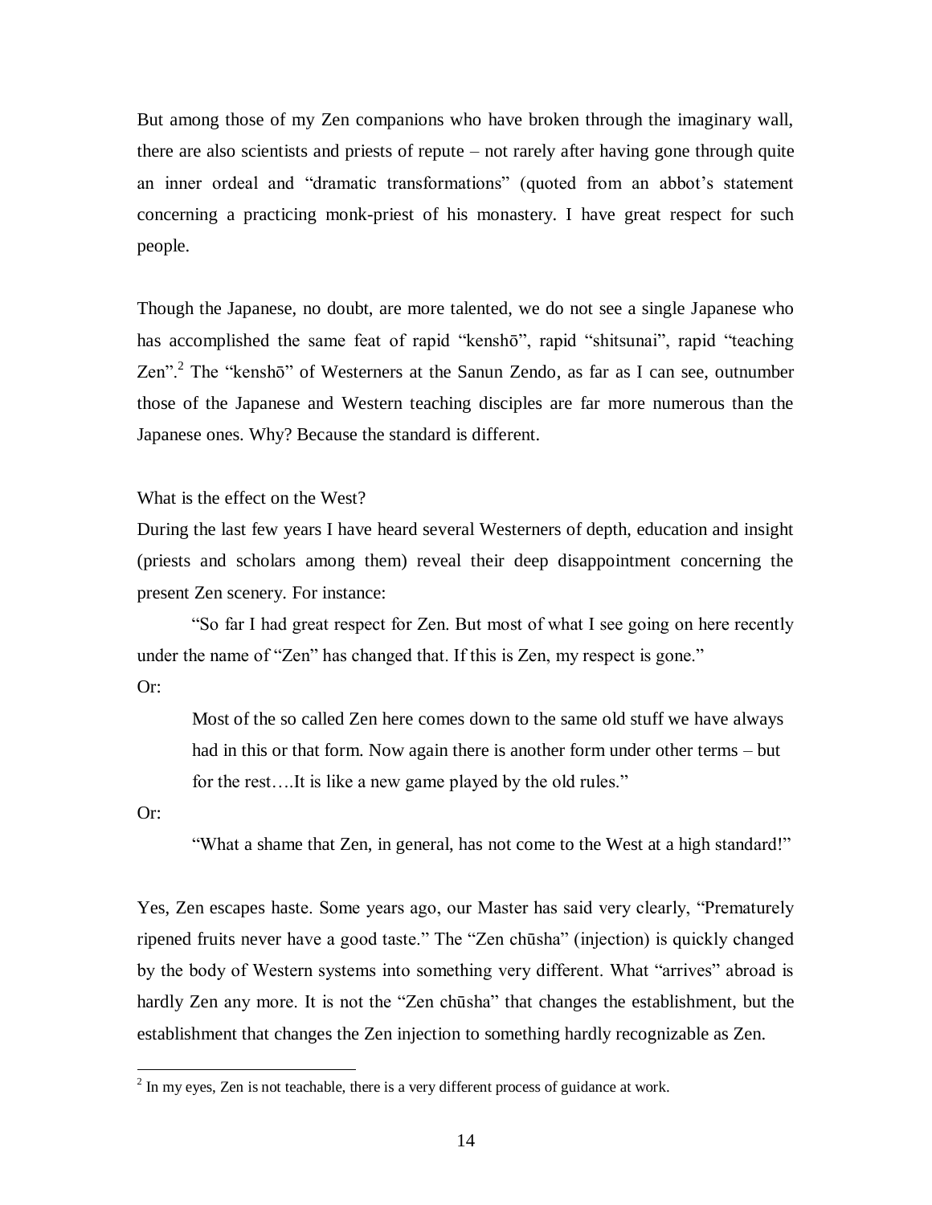But among those of my Zen companions who have broken through the imaginary wall, there are also scientists and priests of repute – not rarely after having gone through quite an inner ordeal and "dramatic transformations" (quoted from an abbot's statement concerning a practicing monk-priest of his monastery. I have great respect for such people.

Though the Japanese, no doubt, are more talented, we do not see a single Japanese who has accomplished the same feat of rapid "kenshō", rapid "shitsunai", rapid "teaching Zen".[2] The "kenshō" of Westerners at the Sanun Zendo, as far as I can see, outnumber those of the Japanese and Western teaching disciples are far more numerous than the Japanese ones. Why? Because the standard is different.

What is the effect on the West?

During the last few years I have heard several Westerners of depth, education and insight (priests and scholars among them) reveal their deep disappointment concerning the present Zen scenery. For instance:

> "So far I had great respect for Zen. But most of what I see going on here recently under the name of "Zen" has changed that. If this is Zen, my respect is gone."

Or:

> Most of the so called Zen here comes down to the same old stuff we have always had in this or that form. Now again there is another form under other terms – but for the rest….It is like a new game played by the old rules."

Or:

> "What a shame that Zen, in general, has not come to the West at a high standard!"

Yes, Zen escapes haste. Some years ago, our Master has said very clearly, "Prematurely ripened fruits never have a good taste." The "Zen chūsha" (injection) is quickly changed by the body of Western systems into something very different. What "arrives" abroad is hardly Zen any more. It is not the "Zen chūsha" that changes the establishment, but the establishment that changes the Zen injection to something hardly recognizable as Zen.

---

[2] In my eyes, Zen is not teachable, there is a very different process of guidance at work.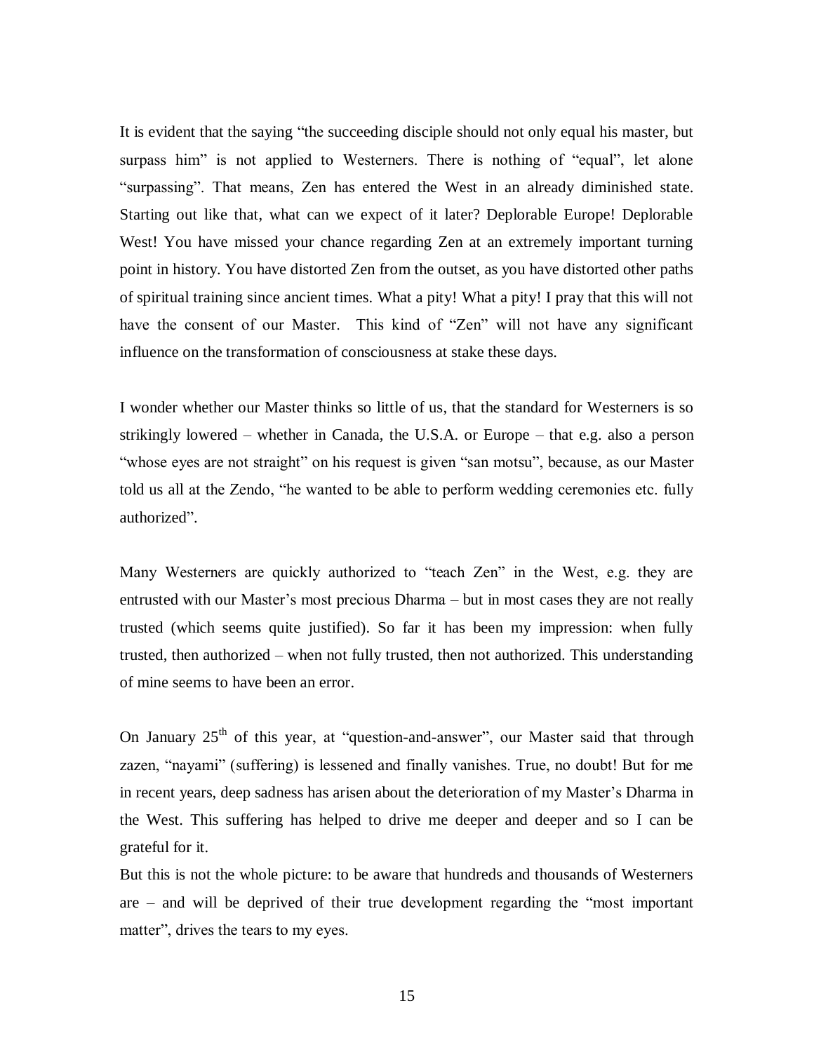It is evident that the saying “the succeeding disciple should not only equal his master, but surpass him” is not applied to Westerners. There is nothing of “equal”, let alone “surpassing”. That means, Zen has entered the West in an already diminished state. Starting out like that, what can we expect of it later? Deplorable Europe! Deplorable West! You have missed your chance regarding Zen at an extremely important turning point in history. You have distorted Zen from the outset, as you have distorted other paths of spiritual training since ancient times. What a pity! What a pity! I pray that this will not have the consent of our Master. This kind of “Zen” will not have any significant influence on the transformation of consciousness at stake these days.

I wonder whether our Master thinks so little of us, that the standard for Westerners is so strikingly lowered – whether in Canada, the U.S.A. or Europe – that e.g. also a person “whose eyes are not straight” on his request is given “san motsu”, because, as our Master told us all at the Zendo, “he wanted to be able to perform wedding ceremonies etc. fully authorized”.

Many Westerners are quickly authorized to “teach Zen” in the West, e.g. they are entrusted with our Master’s most precious Dharma – but in most cases they are not really trusted (which seems quite justified). So far it has been my impression: when fully trusted, then authorized – when not fully trusted, then not authorized. This understanding of mine seems to have been an error.

On January 25th of this year, at “question-and-answer”, our Master said that through zazen, “nayami” (suffering) is lessened and finally vanishes. True, no doubt! But for me in recent years, deep sadness has arisen about the deterioration of my Master’s Dharma in the West. This suffering has helped to drive me deeper and deeper and so I can be grateful for it.

But this is not the whole picture: to be aware that hundreds and thousands of Westerners are – and will be deprived of their true development regarding the “most important matter”, drives the tears to my eyes.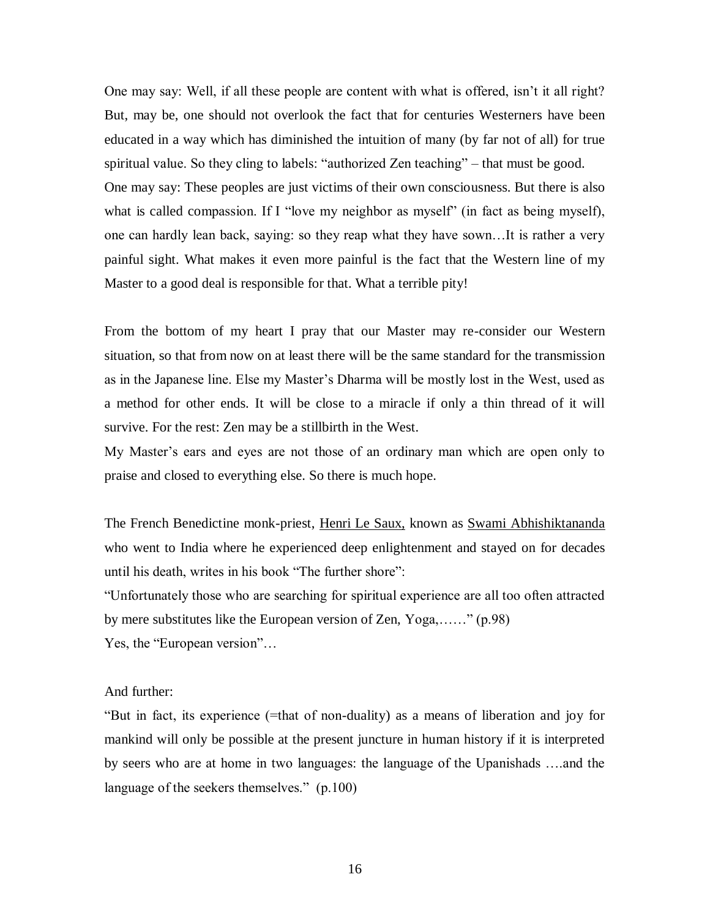One may say: Well, if all these people are content with what is offered, isn't it all right? But, may be, one should not overlook the fact that for centuries Westerners have been educated in a way which has diminished the intuition of many (by far not of all) for true spiritual value. So they cling to labels: "authorized Zen teaching" – that must be good.
One may say: These peoples are just victims of their own consciousness. But there is also what is called compassion. If I "love my neighbor as myself" (in fact as being myself), one can hardly lean back, saying: so they reap what they have sown…It is rather a very painful sight. What makes it even more painful is the fact that the Western line of my Master to a good deal is responsible for that. What a terrible pity!

From the bottom of my heart I pray that our Master may re-consider our Western situation, so that from now on at least there will be the same standard for the transmission as in the Japanese line. Else my Master's Dharma will be mostly lost in the West, used as a method for other ends. It will be close to a miracle if only a thin thread of it will survive. For the rest: Zen may be a stillbirth in the West.
My Master's ears and eyes are not those of an ordinary man which are open only to praise and closed to everything else. So there is much hope.

The French Benedictine monk-priest, Henri Le Saux, known as Swami Abhishiktananda who went to India where he experienced deep enlightenment and stayed on for decades until his death, writes in his book "The further shore":
"Unfortunately those who are searching for spiritual experience are all too often attracted by mere substitutes like the European version of Zen, Yoga,……" (p.98)
Yes, the "European version"…

And further:
"But in fact, its experience (=that of non-duality) as a means of liberation and joy for mankind will only be possible at the present juncture in human history if it is interpreted by seers who are at home in two languages: the language of the Upanishads ….and the language of the seekers themselves." (p.100)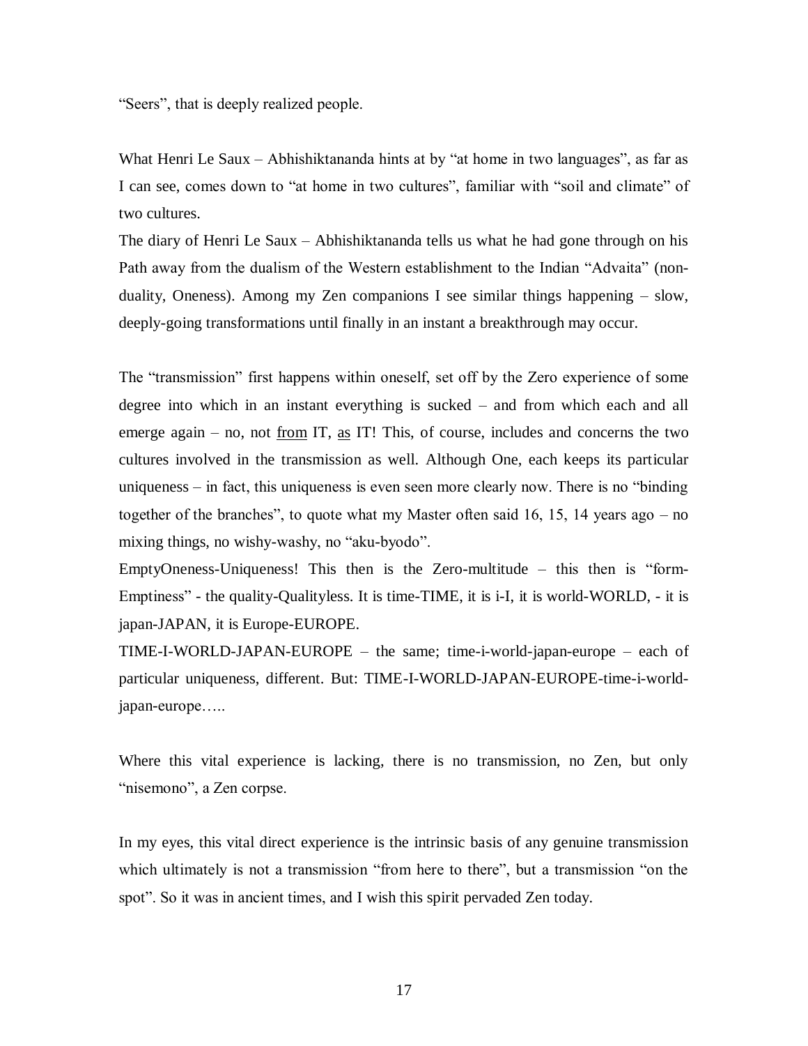"Seers", that is deeply realized people.

What Henri Le Saux – Abhishiktananda hints at by "at home in two languages", as far as I can see, comes down to "at home in two cultures", familiar with "soil and climate" of two cultures.

The diary of Henri Le Saux – Abhishiktananda tells us what he had gone through on his Path away from the dualism of the Western establishment to the Indian "Advaita" (non-duality, Oneness). Among my Zen companions I see similar things happening – slow, deeply-going transformations until finally in an instant a breakthrough may occur.

The "transmission" first happens within oneself, set off by the Zero experience of some degree into which in an instant everything is sucked – and from which each and all emerge again – no, not <u>from</u> IT, <u>as</u> IT! This, of course, includes and concerns the two cultures involved in the transmission as well. Although One, each keeps its particular uniqueness – in fact, this uniqueness is even seen more clearly now. There is no "binding together of the branches", to quote what my Master often said 16, 15, 14 years ago – no mixing things, no wishy-washy, no "aku-byodo".

EmptyOneness-Uniqueness! This then is the Zero-multitude – this then is "form-Emptiness" - the quality-Qualityless. It is time-TIME, it is i-I, it is world-WORLD, - it is japan-JAPAN, it is Europe-EUROPE.

TIME-I-WORLD-JAPAN-EUROPE – the same; time-i-world-japan-europe – each of particular uniqueness, different. But: TIME-I-WORLD-JAPAN-EUROPE-time-i-world-japan-europe…..

Where this vital experience is lacking, there is no transmission, no Zen, but only "nisemono", a Zen corpse.

In my eyes, this vital direct experience is the intrinsic basis of any genuine transmission which ultimately is not a transmission "from here to there", but a transmission "on the spot". So it was in ancient times, and I wish this spirit pervaded Zen today.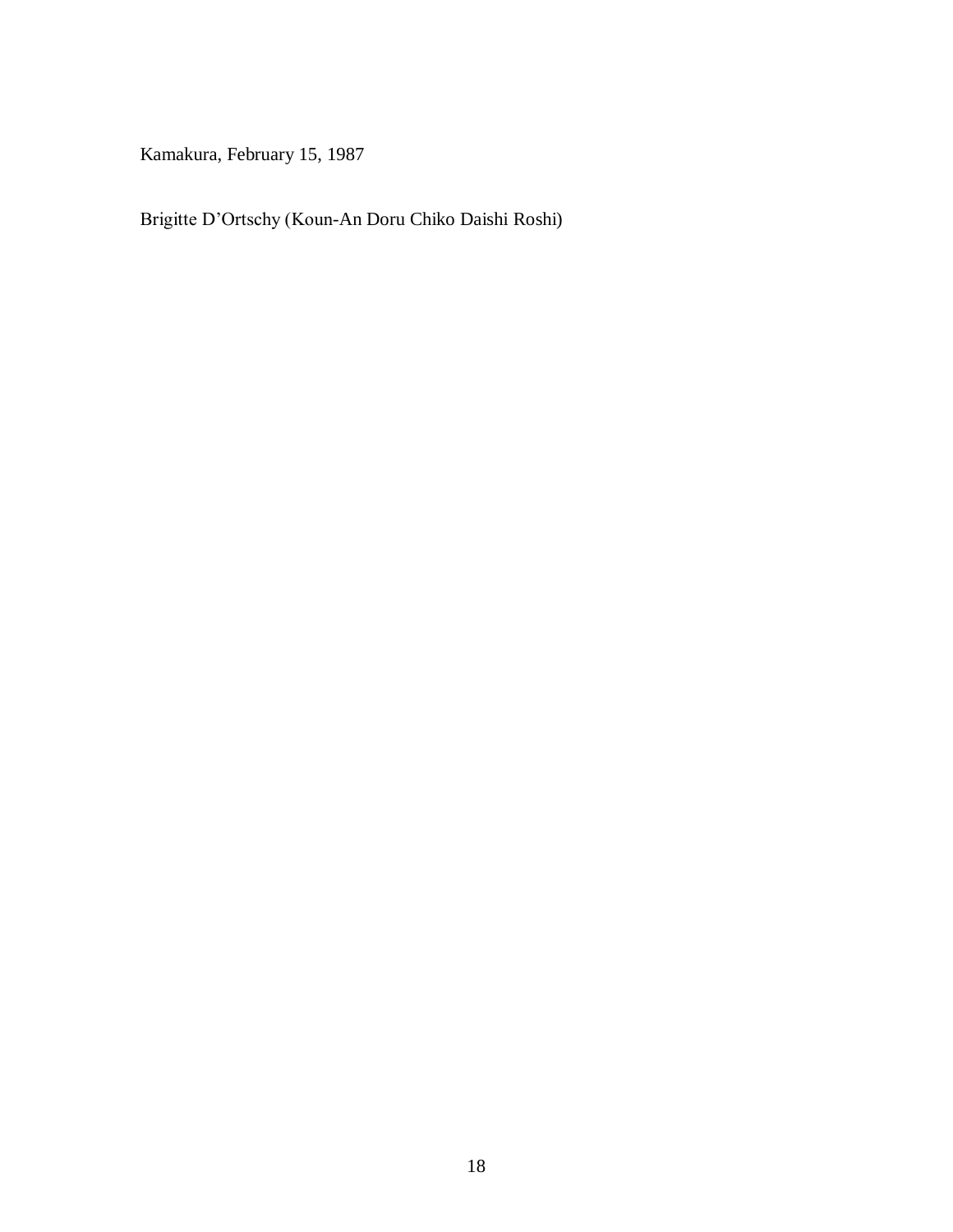Kamakura, February 15, 1987

Brigitte D’Ortschy (Koun-An Doru Chiko Daishi Roshi)